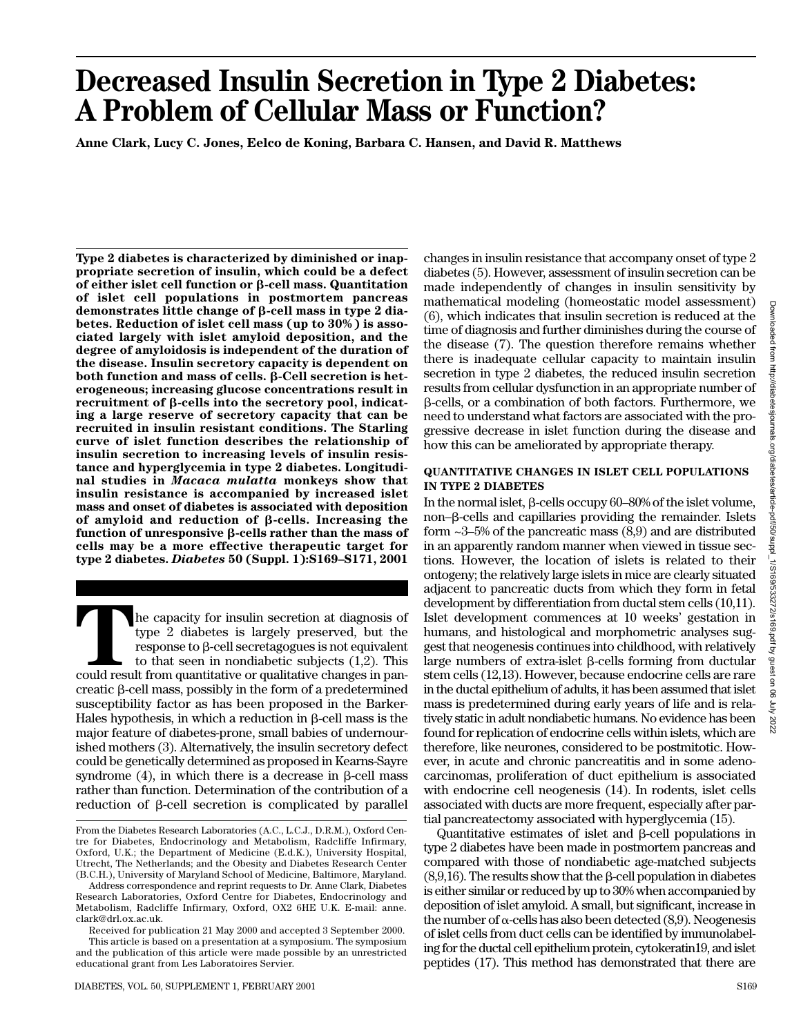# Decreased Insulin Secretion in Type 2 Diabetes: A Problem of Cellular Mass or Function?

**Anne Clark, Lucy C. Jones, Eelco de Koning, Barbara C. Hansen, and David R. Matthews**

**Type 2 diabetes is characterized by diminished or inappropriate secretion of insulin, which could be a defect of either islet cell function or β-cell mass. Quantitation of islet cell populations in postmortem pancreas demonstrates little change of β-cell mass in type 2 diabetes. Reduction of islet cell mass (up to 30%) is associated largely with islet amyloid deposition, and the degree of amyloidosis is independent of the duration of the disease. Insulin secretory capacity is dependent on both function and mass of cells. β-Cell secretion is heterogeneous; increasing glucose concentrations result in recruitment of β-cells into the secretory pool, indicating a large reserve of secretory capacity that can be recruited in insulin resistant conditions. The Starling curve of islet function describes the relationship of insulin secretion to increasing levels of insulin resistance and hyperglycemia in type 2 diabetes. Longitudinal studies in *Macaca mulatta* monkeys show that insulin resistance is accompanied by increased islet mass and onset of diabetes is associated with deposition of amyloid and reduction of β-cells. Increasing the function of unresponsive β-cells rather than the mass of cells may be a more effective therapeutic target for type 2 diabetes.** ***Diabetes*** **50 (Suppl. 1):S169–S171, 2001**

The capacity for insulin secretion at diagnosis of type 2 diabetes is largely preserved, but the response to β-cell secretagogues is not equivalent to that seen in nondiabetic subjects (1,2). This could result from quantitative or qualitative changes in pancreatic β-cell mass, possibly in the form of a predetermined susceptibility factor as has been proposed in the Barker-Hales hypothesis, in which a reduction in β-cell mass is the major feature of diabetes-prone, small babies of undernourished mothers (3). Alternatively, the insulin secretory defect could be genetically determined as proposed in Kearns-Sayre syndrome (4), in which there is a decrease in β-cell mass rather than function. Determination of the contribution of a reduction of β-cell secretion is complicated by parallel changes in insulin resistance that accompany onset of type 2 diabetes (5). However, assessment of insulin secretion can be made independently of changes in insulin sensitivity by mathematical modeling (homeostatic model assessment) (6), which indicates that insulin secretion is reduced at the time of diagnosis and further diminishes during the course of the disease (7). The question therefore remains whether there is inadequate cellular capacity to maintain insulin secretion in type 2 diabetes, the reduced insulin secretion results from cellular dysfunction in an appropriate number of β-cells, or a combination of both factors. Furthermore, we need to understand what factors are associated with the progressive decrease in islet function during the disease and how this can be ameliorated by appropriate therapy.

## QUANTITATIVE CHANGES IN ISLET CELL POPULATIONS IN TYPE 2 DIABETES

In the normal islet, β-cells occupy 60–80% of the islet volume, non–β-cells and capillaries providing the remainder. Islets form ~3–5% of the pancreatic mass (8,9) and are distributed in an apparently random manner when viewed in tissue sections. However, the location of islets is related to their ontogeny; the relatively large islets in mice are clearly situated adjacent to pancreatic ducts from which they form in fetal development by differentiation from ductal stem cells (10,11). Islet development commences at 10 weeks' gestation in humans, and histological and morphometric analyses suggest that neogenesis continues into childhood, with relatively large numbers of extra-islet β-cells forming from ductular stem cells (12,13). However, because endocrine cells are rare in the ductal epithelium of adults, it has been assumed that islet mass is predetermined during early years of life and is relatively static in adult nondiabetic humans. No evidence has been found for replication of endocrine cells within islets, which are therefore, like neurones, considered to be postmitotic. However, in acute and chronic pancreatitis and in some adenocarcinomas, proliferation of duct epithelium is associated with endocrine cell neogenesis (14). In rodents, islet cells associated with ducts are more frequent, especially after partial pancreatectomy associated with hyperglycemia (15).

Quantitative estimates of islet and β-cell populations in type 2 diabetes have been made in postmortem pancreas and compared with those of nondiabetic age-matched subjects (8,9,16). The results show that the β-cell population in diabetes is either similar or reduced by up to 30% when accompanied by deposition of islet amyloid. A small, but significant, increase in the number of α-cells has also been detected (8,9). Neogenesis of islet cells from duct cells can be identified by immunolabeling for the ductal cell epithelium protein, cytokeratin19, and islet peptides (17). This method has demonstrated that there are

From the Diabetes Research Laboratories (A.C., L.C.J., D.R.M.), Oxford Centre for Diabetes, Endocrinology and Metabolism, Radcliffe Infirmary, Oxford, U.K.; the Department of Medicine (E.d.K.), University Hospital, Utrecht, The Netherlands; and the Obesity and Diabetes Research Center (B.C.H.), University of Maryland School of Medicine, Baltimore, Maryland.

Address correspondence and reprint requests to Dr. Anne Clark, Diabetes Research Laboratories, Oxford Centre for Diabetes, Endocrinology and Metabolism, Radcliffe Infirmary, Oxford, OX2 6HE U.K. E-mail: anne.clark@drl.ox.ac.uk.

Received for publication 21 May 2000 and accepted 3 September 2000.

This article is based on a presentation at a symposium. The symposium and the publication of this article were made possible by an unrestricted educational grant from Les Laboratoires Servier.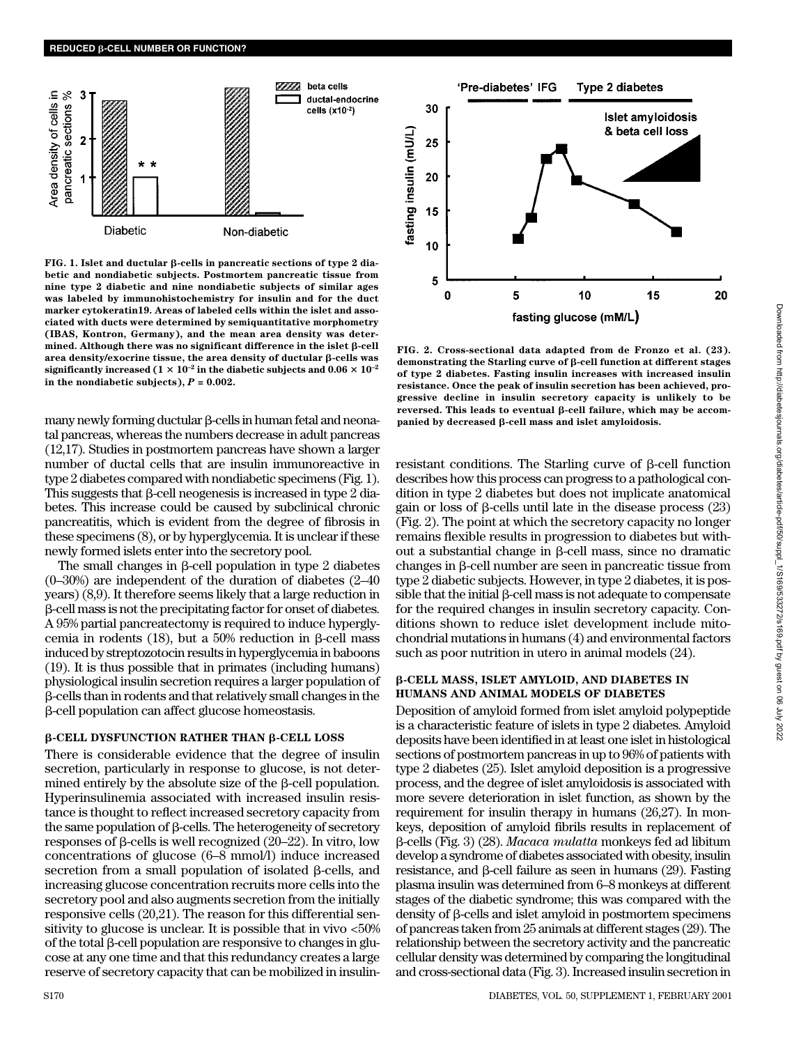FIG. 1. Islet and ductular β-cells in pancreatic sections of type 2 diabetic and nondiabetic subjects. Postmortem pancreatic tissue from nine type 2 diabetic and nine nondiabetic subjects of similar ages was labeled by immunohistochemistry for insulin and for the duct marker cytokeratin19. Areas of labeled cells within the islet and associated with ducts were determined by semiquantitative morphometry (IBAS, Kontron, Germany), and the mean area density was determined. Although there was no significant difference in the islet β-cell area density/exocrine tissue, the area density of ductular β-cells was significantly increased ($1 \times 10^{-2}$ in the diabetic subjects and $0.06 \times 10^{-2}$ in the nondiabetic subjects), $P = 0.002$.

FIG. 2. Cross-sectional data adapted from de Fronzo et al. (23). demonstrating the Starling curve of β-cell function at different stages of type 2 diabetes. Fasting insulin increases with increased insulin resistance. Once the peak of insulin secretion has been achieved, progressive decline in insulin secretory capacity is unlikely to be reversed. This leads to eventual β-cell failure, which may be accompanied by decreased β-cell mass and islet amyloidosis.

many newly forming ductular β-cells in human fetal and neonatal pancreas, whereas the numbers decrease in adult pancreas (12,17). Studies in postmortem pancreas have shown a larger number of ductal cells that are insulin immunoreactive in type 2 diabetes compared with nondiabetic specimens (Fig. 1). This suggests that β-cell neogenesis is increased in type 2 diabetes. This increase could be caused by subclinical chronic pancreatitis, which is evident from the degree of fibrosis in these specimens (8), or by hyperglycemia. It is unclear if these newly formed islets enter into the secretory pool.

The small changes in β-cell population in type 2 diabetes (0–30%) are independent of the duration of diabetes (2–40 years) (8,9). It therefore seems likely that a large reduction in β-cell mass is not the precipitating factor for onset of diabetes. A 95% partial pancreatectomy is required to induce hyperglycemia in rodents (18), but a 50% reduction in β-cell mass induced by streptozotocin results in hyperglycemia in baboons (19). It is thus possible that in primates (including humans) physiological insulin secretion requires a larger population of β-cells than in rodents and that relatively small changes in the β-cell population can affect glucose homeostasis.

## β-CELL DYSFUNCTION RATHER THAN β-CELL LOSS

There is considerable evidence that the degree of insulin secretion, particularly in response to glucose, is not determined entirely by the absolute size of the β-cell population. Hyperinsulinemia associated with increased insulin resistance is thought to reflect increased secretory capacity from the same population of β-cells. The heterogeneity of secretory responses of β-cells is well recognized (20–22). In vitro, low concentrations of glucose (6–8 mmol/l) induce increased secretion from a small population of isolated β-cells, and increasing glucose concentration recruits more cells into the secretory pool and also augments secretion from the initially responsive cells (20,21). The reason for this differential sensitivity to glucose is unclear. It is possible that in vivo <50% of the total β-cell population are responsive to changes in glucose at any one time and that this redundancy creates a large reserve of secretory capacity that can be mobilized in insulin-resistant conditions. The Starling curve of β-cell function describes how this process can progress to a pathological condition in type 2 diabetes but does not implicate anatomical gain or loss of β-cells until late in the disease process (23) (Fig. 2). The point at which the secretory capacity no longer remains flexible results in progression to diabetes but without a substantial change in β-cell mass, since no dramatic changes in β-cell number are seen in pancreatic tissue from type 2 diabetic subjects. However, in type 2 diabetes, it is possible that the initial β-cell mass is not adequate to compensate for the required changes in insulin secretory capacity. Conditions shown to reduce islet development include mitochondrial mutations in humans (4) and environmental factors such as poor nutrition in utero in animal models (24).

## β-CELL MASS, ISLET AMYLOID, AND DIABETES IN HUMANS AND ANIMAL MODELS OF DIABETES

Deposition of amyloid formed from islet amyloid polypeptide is a characteristic feature of islets in type 2 diabetes. Amyloid deposits have been identified in at least one islet in histological sections of postmortem pancreas in up to 96% of patients with type 2 diabetes (25). Islet amyloid deposition is a progressive process, and the degree of islet amyloidosis is associated with more severe deterioration in islet function, as shown by the requirement for insulin therapy in humans (26,27). In monkeys, deposition of amyloid fibrils results in replacement of β-cells (Fig. 3) (28). *Macaca mulatta* monkeys fed ad libitum develop a syndrome of diabetes associated with obesity, insulin resistance, and β-cell failure as seen in humans (29). Fasting plasma insulin was determined from 6–8 monkeys at different stages of the diabetic syndrome; this was compared with the density of β-cells and islet amyloid in postmortem specimens of pancreas taken from 25 animals at different stages (29). The relationship between the secretory activity and the pancreatic cellular density was determined by comparing the longitudinal and cross-sectional data (Fig. 3). Increased insulin secretion in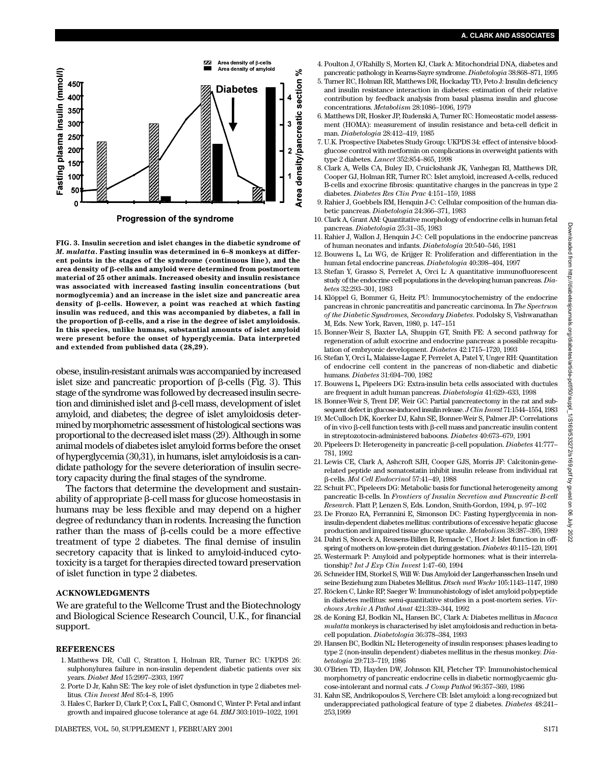Area density of β-cells

Area density of amyloid

Fasting plasma insulin (mmol/l)

450

400

350

300

250

200

150

100

50

0

Diabetes

Area density/pancreatic section %

4

3

2

1

Progression of the syndrome

**FIG. 3. Insulin secretion and islet changes in the diabetic syndrome of *M. mulatta*. Fasting insulin was determined in 6–8 monkeys at different points in the stages of the syndrome (continuous line), and the area density of β-cells and amyloid were determined from postmortem material of 25 other animals. Increased obesity and insulin resistance was associated with increased fasting insulin concentrations (but normoglycemia) and an increase in the islet size and pancreatic area density of β-cells. However, a point was reached at which fasting insulin was reduced, and this was accompanied by diabetes, a fall in the proportion of β-cells, and a rise in the degree of islet amyloidosis. In this species, unlike humans, substantial amounts of islet amyloid were present before the onset of hyperglycemia. Data interpreted and extended from published data (28,29).**

obese, insulin-resistant animals was accompanied by increased islet size and pancreatic proportion of β-cells (Fig. 3). This stage of the syndrome was followed by decreased insulin secretion and diminished islet and β-cell mass, development of islet amyloid, and diabetes; the degree of islet amyloidosis determined by morphometric assessment of histological sections was proportional to the decreased islet mass (29). Although in some animal models of diabetes islet amyloid forms before the onset of hyperglycemia (30,31), in humans, islet amyloidosis is a candidate pathology for the severe deterioration of insulin secretory capacity during the final stages of the syndrome.

The factors that determine the development and sustainability of appropriate β-cell mass for glucose homeostasis in humans may be less flexible and may depend on a higher degree of redundancy than in rodents. Increasing the function rather than the mass of β-cells could be a more effective treatment of type 2 diabetes. The final demise of insulin secretory capacity that is linked to amyloid-induced cytotoxicity is a target for therapies directed toward preservation of islet function in type 2 diabetes.

## ACKNOWLEDGMENTS

We are grateful to the Wellcome Trust and the Biotechnology and Biological Science Research Council, U.K., for financial support.

## REFERENCES

1. Matthews DR, Cull C, Stratton I, Holman RR, Turner RC: UKPDS 26: sulphonylurea failure in non-insulin dependent diabetic patients over six years. *Diabet Med* 15:2997–2303, 1997
2. Porte D Jr, Kahn SE: The key role of islet dysfunction in type 2 diabetes mellitus. *Clin Invest Med* 85:4–8, 1995
3. Hales C, Barker D, Clark P, Cox L, Fall C, Osmond C, Winter P: Fetal and infant growth and impaired glucose tolerance at age 64. *BMJ* 303:1019–1022, 1991
4. Poulton J, O'Rahilly S, Morten KJ, Clark A: Mitochondrial DNA, diabetes and pancreatic pathology in Kearns-Sayre syndrome. *Diabetologia* 38:868–871, 1995
5. Turner RC, Holman RR, Matthews DR, Hockaday TD, Peto J: Insulin deficiency and insulin resistance interaction in diabetes: estimation of their relative contribution by feedback analysis from basal plasma insulin and glucose concentrations. *Metabolism* 28:1086–1096, 1979
6. Matthews DR, Hosker JP, Rudenski A, Turner RC: Homeostatic model assessment (HOMA): measurement of insulin resistance and beta-cell deficit in man. *Diabetologia* 28:412–419, 1985
7. U.K. Prospective Diabetes Study Group: UKPDS 34: effect of intensive blood-glucose control with metformin on complications in overweight patients with type 2 diabetes. *Lancet* 352:854–865, 1998
8. Clark A, Wells CA, Buley ID, Cruickshank JK, Vanhegan RI, Matthews DR, Cooper GJ, Holman RR, Turner RC: Islet amyloid, increased A-cells, reduced B-cells and exocrine fibrosis: quantitative changes in the pancreas in type 2 diabetes. *Diabetes Res Clin Prac* 4:151–159, 1988
9. Rahier J, Goebbels RM, Henquin J-C: Cellular composition of the human diabetic pancreas. *Diabetologia* 24:366–371, 1983
10. Clark A, Grant AM: Quantitative morphology of endocrine cells in human fetal pancreas. *Diabetologia* 25:31–35, 1983
11. Rahier J, Wallon J, Henquin J-C: Cell populations in the endocrine pancreas of human neonates and infants. *Diabetologia* 20:540–546, 1981
12. Bouwens L, Lu WG, de Krijger R: Proliferation and differentiation in the human fetal endocrine pancreas. *Diabetologia* 40:398–404, 1997
13. Stefan Y, Grasso S, Perrelet A, Orci L: A quantitative immunofluorescent study of the endocrine cell populations in the developing human pancreas. *Diabetes* 32:293–301, 1983
14. Klöppel G, Bommer G, Heitz PU: Immunocytochemistry of the endocrine pancreas in chronic pancreatitis and pancreatic carcinoma. In *The Spectrum of the Diabetic Syndromes, Secondary Diabetes*. Podolsky S, Vishwanathan M, Eds. New York, Raven, 1980, p. 147–151
15. Bonner-Weir S, Baxter LA, Shuppin GT, Smith FE: A second pathway for regeneration of adult exocrine and endocrine pancreas: a possible recapitulation of embryonic development. *Diabetes* 42:1715–1720, 1993
16. Stefan Y, Orci L, Malaisse-Lagae F, Perrelet A, Patel Y, Unger RH: Quantitation of endocrine cell content in the pancreas of non-diabetic and diabetic humans. *Diabetes* 31:694–700, 1982
17. Bouwens L, Pipeleers DG: Extra-insulin beta cells associated with ductules are frequent in adult human pancreas. *Diabetologia* 41:629–633, 1998
18. Bonner-Weir S, Trent DF, Weir GC: Partial pancreatectomy in the rat and subsequent defect in glucose-induced insulin release. *J Clin Invest* 71:1544–1554, 1983
19. McCulloch DK, Koerker DJ, Kahn SE, Bonner-Weir S, Palmer JP: Correlations of in vivo β-cell function tests with β-cell mass and pancreatic insulin content in streptozotocin-administered baboons. *Diabetes* 40:673–679, 1991
20. Pipeleers D: Heterogeneity in pancreatic β-cell population. *Diabetes* 41:777–781, 1992
21. Lewis CE, Clark A, Ashcroft SJH, Cooper GJS, Morris JF: Calcitonin-gene-related peptide and somatostatin inhibit insulin release from individual rat β-cells. *Mol Cell Endocrinol* 57:41–49, 1988
22. Schuit FC, Pipeleers DG: Metabolic basis for functional heterogeneity among pancreatic B-cells. In *Frontiers of Insulin Secretion and Pancreatic B-cell Research*. Flatt P, Lenzen S, Eds. London, Smith-Gordon, 1994, p. 97–102
23. De Fronzo RA, Ferrannini E, Simonson DC: Fasting hyperglycemia in non-insulin-dependent diabetes mellitus: contributions of excessive hepatic glucose production and impaired tissue glucose uptake. *Metabolism* 38:387–395, 1989
24. Dahri S, Snoeck A, Reusens-Billen R, Remacle C, Hoet J: Islet function in offspring of mothers on low-protein diet during gestation. *Diabetes* 40:115–120, 1991
25. Westermark P: Amyloid and polypeptide hormones: what is their interrelationship? *Int J Exp Clin Invest* 1:47–60, 1994
26. Schneider HM, Storkel S, Will W: Das Amyloid der Langerhansschen Inseln und seine Beziehung zum Diabetes Mellitus. *Dtsch med Wschr* 105:1143–1147, 1980
27. Röcken C, Linke RP, Saeger W: Immunohistology of islet amyloid polypeptide in diabetes mellitus: semi-quantitative studies in a post-mortem series. *Virchows Archiv A Pathol Anat* 421:339–344, 1992
28. de Koning EJ, Bodkin NL, Hansen BC, Clark A: Diabetes mellitus in *Macaca mulatta* monkeys is characterised by islet amyloidosis and reduction in beta-cell population. *Diabetologia* 36:378–384, 1993
29. Hansen BC, Bodkin NL: Heterogeneity of insulin responses: phases leading to type 2 (non-insulin dependent) diabetes mellitus in the rhesus monkey. *Diabetologia* 29:713–719, 1986
30. O'Brien TD, Hayden DW, Johnson KH, Fletcher TF: Immunohistochemical morphometry of pancreatic endocrine cells in diabetic normoglycaemic glucose-intolerant and normal cats. *J Comp Pathol* 96:357–369, 1986
31. Kahn SE, Andrikopoulos S, Verchere CB: Islet amyloid: a long-recognized but underappreciated pathological feature of type 2 diabetes. *Diabetes* 48:241–253,1999